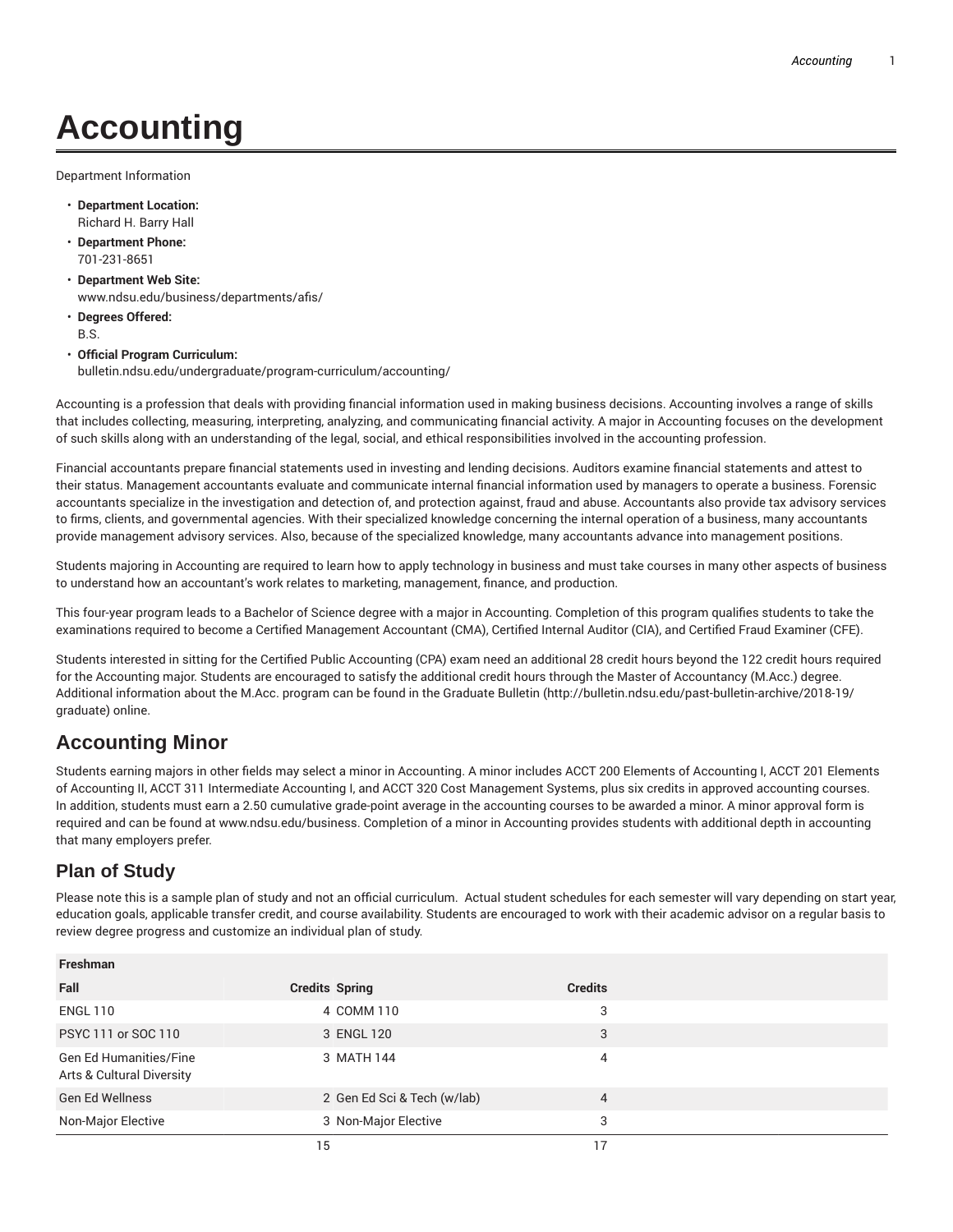# Accounting

Department Information

- **Department Location:**
  Richard H. Barry Hall
- **Department Phone:**
  701-231-8651
- **Department Web Site:**
  www.ndsu.edu/business/departments/afis/
- **Degrees Offered:**
  B.S.
- **Official Program Curriculum:**
  bulletin.ndsu.edu/undergraduate/program-curriculum/accounting/

Accounting is a profession that deals with providing financial information used in making business decisions. Accounting involves a range of skills that includes collecting, measuring, interpreting, analyzing, and communicating financial activity. A major in Accounting focuses on the development of such skills along with an understanding of the legal, social, and ethical responsibilities involved in the accounting profession.

Financial accountants prepare financial statements used in investing and lending decisions. Auditors examine financial statements and attest to their status. Management accountants evaluate and communicate internal financial information used by managers to operate a business. Forensic accountants specialize in the investigation and detection of, and protection against, fraud and abuse. Accountants also provide tax advisory services to firms, clients, and governmental agencies. With their specialized knowledge concerning the internal operation of a business, many accountants provide management advisory services. Also, because of the specialized knowledge, many accountants advance into management positions.

Students majoring in Accounting are required to learn how to apply technology in business and must take courses in many other aspects of business to understand how an accountant's work relates to marketing, management, finance, and production.

This four-year program leads to a Bachelor of Science degree with a major in Accounting. Completion of this program qualifies students to take the examinations required to become a Certified Management Accountant (CMA), Certified Internal Auditor (CIA), and Certified Fraud Examiner (CFE).

Students interested in sitting for the Certified Public Accounting (CPA) exam need an additional 28 credit hours beyond the 122 credit hours required for the Accounting major. Students are encouraged to satisfy the additional credit hours through the Master of Accountancy (M.Acc.) degree. Additional information about the M.Acc. program can be found in the Graduate Bulletin (http://bulletin.ndsu.edu/past-bulletin-archive/2018-19/graduate) online.

## Accounting Minor

Students earning majors in other fields may select a minor in Accounting. A minor includes ACCT 200 Elements of Accounting I, ACCT 201 Elements of Accounting II, ACCT 311 Intermediate Accounting I, and ACCT 320 Cost Management Systems, plus six credits in approved accounting courses. In addition, students must earn a 2.50 cumulative grade-point average in the accounting courses to be awarded a minor. A minor approval form is required and can be found at www.ndsu.edu/business. Completion of a minor in Accounting provides students with additional depth in accounting that many employers prefer.

## Plan of Study

Please note this is a sample plan of study and not an official curriculum. Actual student schedules for each semester will vary depending on start year, education goals, applicable transfer credit, and course availability. Students are encouraged to work with their academic advisor on a regular basis to review degree progress and customize an individual plan of study.

| Freshman | | | |
|---|---|---|---|
| Fall | Credits | Spring | Credits |
| ENGL 110 | 4 | COMM 110 | 3 |
| PSYC 111 or SOC 110 | 3 | ENGL 120 | 3 |
| Gen Ed Humanities/Fine Arts & Cultural Diversity | 3 | MATH 144 | 4 |
| Gen Ed Wellness | 2 | Gen Ed Sci & Tech (w/lab) | 4 |
| Non-Major Elective | 3 | Non-Major Elective | 3 |
| | 15 | | 17 |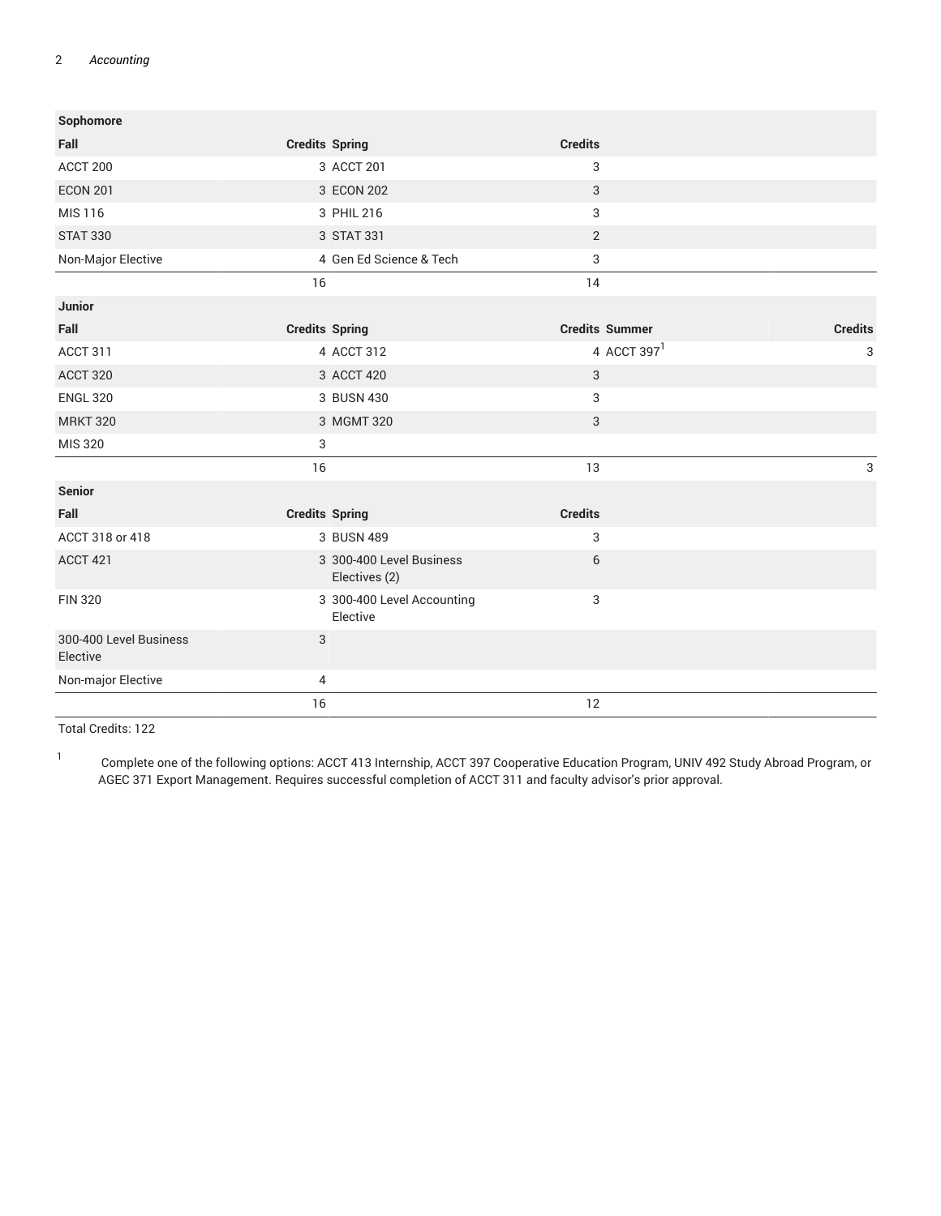| Sophomore | | | | | |
|---|---|---|---|---|---|
| **Fall** | **Credits** | **Spring** | **Credits** | | |
| ACCT 200 | 3 | ACCT 201 | 3 | | |
| ECON 201 | 3 | ECON 202 | 3 | | |
| MIS 116 | 3 | PHIL 216 | 3 | | |
| STAT 330 | 3 | STAT 331 | 2 | | |
| Non-Major Elective | 4 | Gen Ed Science & Tech | 3 | | |
| | 16 | | 14 | | |
| **Junior** | | | | | |
| **Fall** | **Credits** | **Spring** | **Credits** | **Summer** | **Credits** |
| ACCT 311 | 4 | ACCT 312 | 4 | ACCT 397[1] | 3 |
| ACCT 320 | 3 | ACCT 420 | 3 | | |
| ENGL 320 | 3 | BUSN 430 | 3 | | |
| MRKT 320 | 3 | MGMT 320 | 3 | | |
| MIS 320 | 3 | | | | |
| | 16 | | 13 | | 3 |
| **Senior** | | | | | |
| **Fall** | **Credits** | **Spring** | **Credits** | | |
| ACCT 318 or 418 | 3 | BUSN 489 | 3 | | |
| ACCT 421 | 3 | 300-400 Level Business Electives (2) | 6 | | |
| FIN 320 | 3 | 300-400 Level Accounting Elective | 3 | | |
| 300-400 Level Business Elective | 3 | | | | |
| Non-major Elective | 4 | | | | |
| | 16 | | 12 | | |

Total Credits: 122

1 Complete one of the following options: ACCT 413 Internship, ACCT 397 Cooperative Education Program, UNIV 492 Study Abroad Program, or AGEC 371 Export Management. Requires successful completion of ACCT 311 and faculty advisor's prior approval.